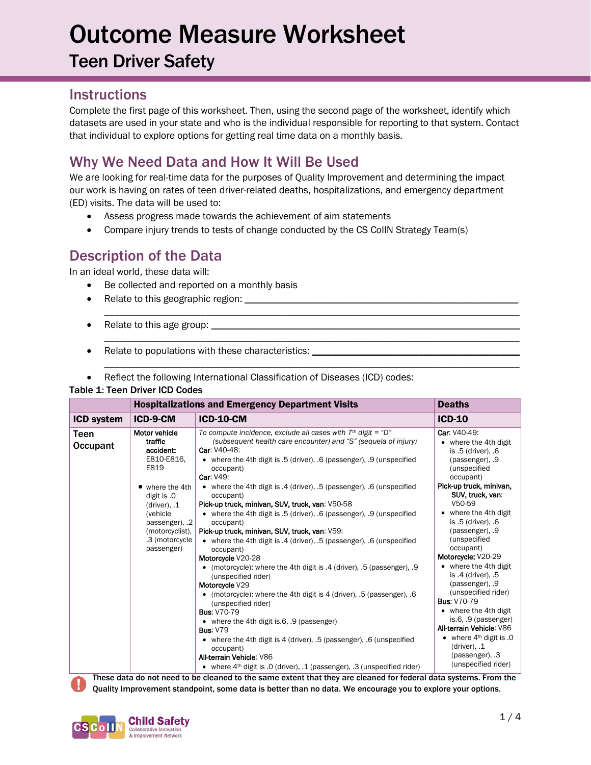# Outcome Measure Worksheet

## Teen Driver Safety

### Instructions

Complete the first page of this worksheet. Then, using the second page of the worksheet, identify which datasets are used in your state and who is the individual responsible for reporting to that system. Contact that individual to explore options for getting real time data on a monthly basis.

### Why We Need Data and How It Will Be Used

We are looking for real-time data for the purposes of Quality Improvement and determining the impact our work is having on rates of teen driver-related deaths, hospitalizations, and emergency department (ED) visits. The data will be used to:

- Assess progress made towards the achievement of aim statements
- Compare injury trends to tests of change conducted by the CS CoIIN Strategy Team(s)

### Description of the Data

In an ideal world, these data will:

- Be collected and reported on a monthly basis
- Relate to this geographic region: ______________________________________________
  ______________________________________________
- Relate to this age group: ______________________________________________
  ______________________________________________
- Relate to populations with these characteristics: ______________________________________________
  ______________________________________________
- Reflect the following International Classification of Diseases (ICD) codes:

**Table 1: Teen Driver ICD Codes**

| | Hospitalizations and Emergency Department Visits | | Deaths |
|---|---|---|---|
| **ICD system** | **ICD-9-CM** | **ICD-10-CM** | **ICD-10** |
| **Teen Occupant** | **Motor vehicle traffic accident:** E810-E816, E819<br>• where the 4th digit is .0 (driver), .1 (vehicle passenger), .2 (motorcyclist), .3 (motorcycle passenger) | *To compute incidence, exclude all cases with 7th digit = "D" (subsequent health care encounter) and "S" (sequela of injury)*<br>**Car**: V40-48:<br>• where the 4th digit is .5 (driver), .6 (passenger), .9 (unspecified occupant)<br>**Car**: V49:<br>• where the 4th digit is .4 (driver), .5 (passenger), .6 (unspecified occupant)<br>**Pick-up truck, minivan, SUV, truck, van**: V50-58<br>• where the 4th digit is .5 (driver), .6 (passenger), .9 (unspecified occupant)<br>**Pick-up truck, minivan, SUV, truck, van**: V59:<br>• where the 4th digit is .4 (driver), .5 (passenger), .6 (unspecified occupant)<br>**Motorcycle** V20-28<br>• (motorcycle): where the 4th digit is .4 (driver), .5 (passenger), .9 (unspecified rider)<br>**Motorcycle** V29<br>• (motorcycle): where the 4th digit is 4 (driver), .5 (passenger), .6 (unspecified rider)<br>**Bus**: V70-79<br>• where the 4th digit is.6, .9 (passenger)<br>**Bus**: V79<br>• where the 4th digit is 4 (driver), .5 (passenger), .6 (unspecified occupant)<br>**All-terrain Vehicle**: V86<br>• where 4th digit is .0 (driver), .1 (passenger), .3 (unspecified rider) | **Car**: V40-49:<br>• where the 4th digit is .5 (driver), .6 (passenger), .9 (unspecified occupant)<br>**Pick-up truck, minivan, SUV, truck, van**: V50-59<br>• where the 4th digit is .5 (driver), .6 (passenger), .9 (unspecified occupant)<br>**Motorcycle:** V20-29<br>• where the 4th digit is .4 (driver), .5 (passenger), .9 (unspecified rider)<br>**Bus**: V70-79<br>• where the 4th digit is.6, .9 (passenger)<br>**All-terrain Vehicle**: V86<br>• where 4th digit is .0 (driver), .1 (passenger), .3 (unspecified rider) |

**These data do not need to be cleaned to the same extent that they are cleaned for federal data systems. From the Quality Improvement standpoint, some data is better than no data. We encourage you to explore your options.**

CS CoIIN Child Safety Collaborative Innovation & Improvement Network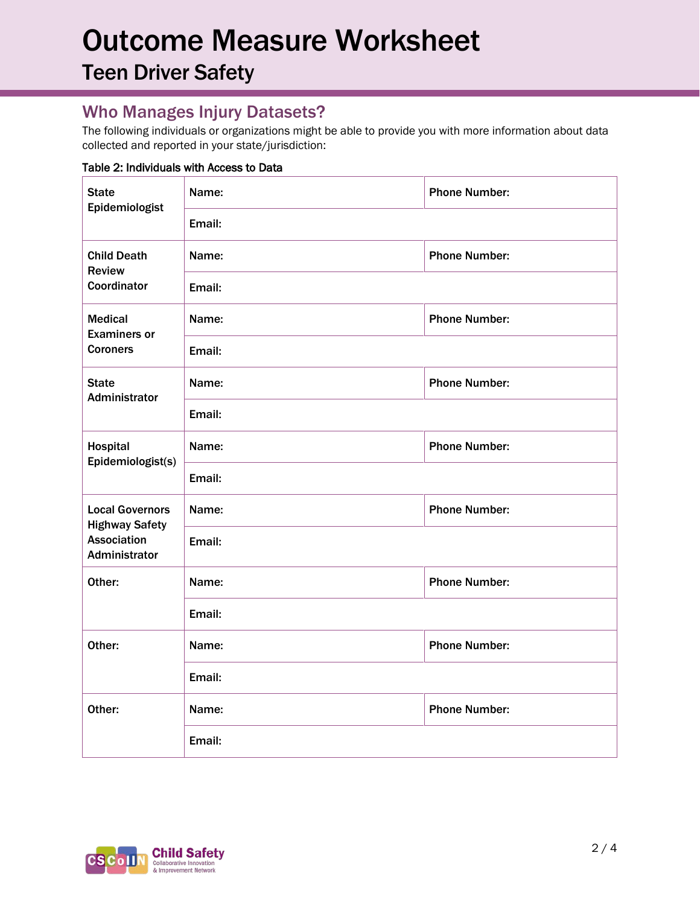# Outcome Measure Worksheet

## Teen Driver Safety

### Who Manages Injury Datasets?

The following individuals or organizations might be able to provide you with more information about data collected and reported in your state/jurisdiction:

**Table 2: Individuals with Access to Data**

| | | |
|---|---|---|
| **State Epidemiologist** | **Name:** | **Phone Number:** |
| | **Email:** | |
| **Child Death Review Coordinator** | **Name:** | **Phone Number:** |
| | **Email:** | |
| **Medical Examiners or Coroners** | **Name:** | **Phone Number:** |
| | **Email:** | |
| **State Administrator** | **Name:** | **Phone Number:** |
| | **Email:** | |
| **Hospital Epidemiologist(s)** | **Name:** | **Phone Number:** |
| | **Email:** | |
| **Local Governors Highway Safety Association Administrator** | **Name:** | **Phone Number:** |
| | **Email:** | |
| **Other:** | **Name:** | **Phone Number:** |
| | **Email:** | |
| **Other:** | **Name:** | **Phone Number:** |
| | **Email:** | |
| **Other:** | **Name:** | **Phone Number:** |
| | **Email:** | |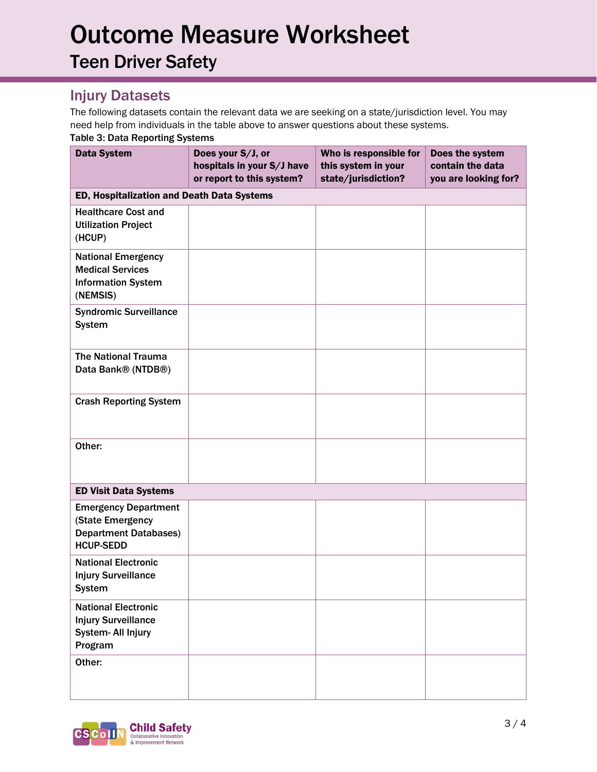# Outcome Measure Worksheet

## Teen Driver Safety

### Injury Datasets

The following datasets contain the relevant data we are seeking on a state/jurisdiction level. You may need help from individuals in the table above to answer questions about these systems.

**Table 3: Data Reporting Systems**

| Data System | Does your S/J, or hospitals in your S/J have or report to this system? | Who is responsible for this system in your state/jurisdiction? | Does the system contain the data you are looking for? |
|---|---|---|---|
| **ED, Hospitalization and Death Data Systems** | | | |
| Healthcare Cost and Utilization Project (HCUP) | | | |
| National Emergency Medical Services Information System (NEMSIS) | | | |
| Syndromic Surveillance System | | | |
| The National Trauma Data Bank® (NTDB®) | | | |
| Crash Reporting System | | | |
| Other: | | | |
| **ED Visit Data Systems** | | | |
| Emergency Department (State Emergency Department Databases) HCUP-SEDD | | | |
| National Electronic Injury Surveillance System | | | |
| National Electronic Injury Surveillance System- All Injury Program | | | |
| Other: | | | |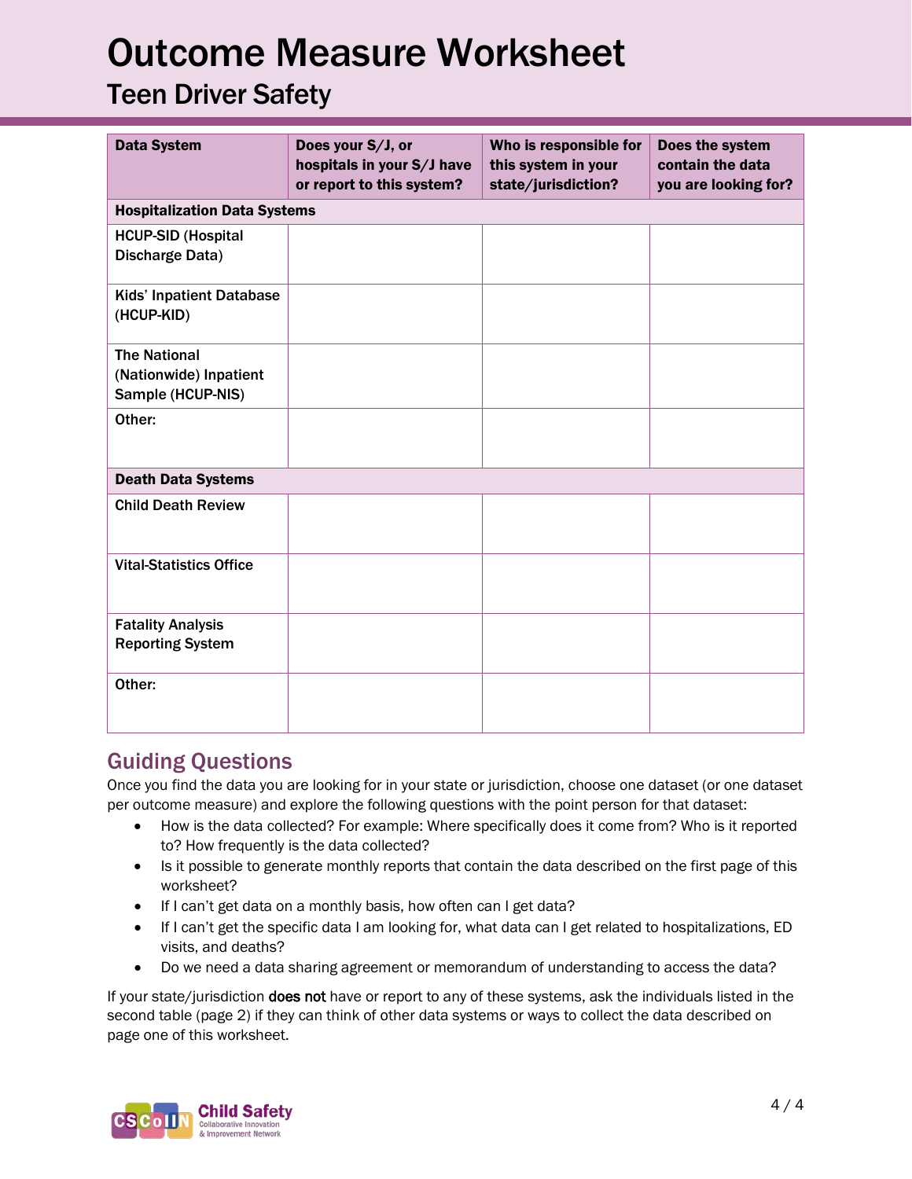# Outcome Measure Worksheet

## Teen Driver Safety

| Data System | Does your S/J, or hospitals in your S/J have or report to this system? | Who is responsible for this system in your state/jurisdiction? | Does the system contain the data you are looking for? |
|---|---|---|---|
| **Hospitalization Data Systems** | | | |
| HCUP-SID (Hospital Discharge Data) | | | |
| Kids' Inpatient Database (HCUP-KID) | | | |
| The National (Nationwide) Inpatient Sample (HCUP-NIS) | | | |
| Other: | | | |
| **Death Data Systems** | | | |
| Child Death Review | | | |
| Vital-Statistics Office | | | |
| Fatality Analysis Reporting System | | | |
| Other: | | | |

## Guiding Questions

Once you find the data you are looking for in your state or jurisdiction, choose one dataset (or one dataset per outcome measure) and explore the following questions with the point person for that dataset:

- How is the data collected? For example: Where specifically does it come from? Who is it reported to? How frequently is the data collected?
- Is it possible to generate monthly reports that contain the data described on the first page of this worksheet?
- If I can't get data on a monthly basis, how often can I get data?
- If I can't get the specific data I am looking for, what data can I get related to hospitalizations, ED visits, and deaths?
- Do we need a data sharing agreement or memorandum of understanding to access the data?

If your state/jurisdiction **does not** have or report to any of these systems, ask the individuals listed in the second table (page 2) if they can think of other data systems or ways to collect the data described on page one of this worksheet.

CSCoIIN Child Safety Collaborative Innovation & Improvement Network